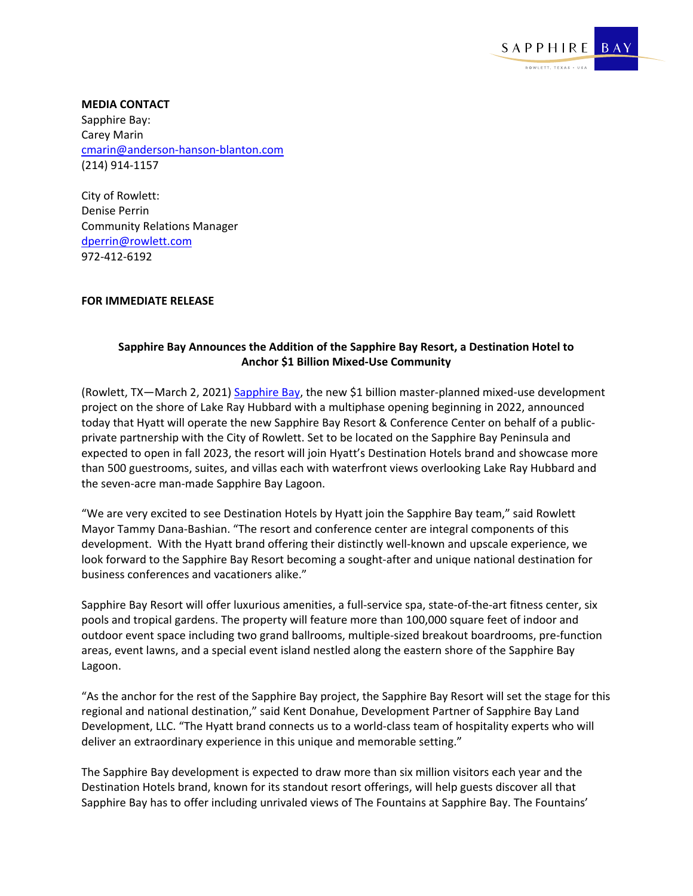**MEDIA CONTACT**
Sapphire Bay:
Carey Marin
cmarin@anderson-hanson-blanton.com
(214) 914-1157

City of Rowlett:
Denise Perrin
Community Relations Manager
dperrin@rowlett.com
972-412-6192

**FOR IMMEDIATE RELEASE**

## Sapphire Bay Announces the Addition of the Sapphire Bay Resort, a Destination Hotel to Anchor $1 Billion Mixed-Use Community

(Rowlett, TX—March 2, 2021) Sapphire Bay, the new $1 billion master-planned mixed-use development project on the shore of Lake Ray Hubbard with a multiphase opening beginning in 2022, announced today that Hyatt will operate the new Sapphire Bay Resort & Conference Center on behalf of a public-private partnership with the City of Rowlett. Set to be located on the Sapphire Bay Peninsula and expected to open in fall 2023, the resort will join Hyatt's Destination Hotels brand and showcase more than 500 guestrooms, suites, and villas each with waterfront views overlooking Lake Ray Hubbard and the seven-acre man-made Sapphire Bay Lagoon.

"We are very excited to see Destination Hotels by Hyatt join the Sapphire Bay team," said Rowlett Mayor Tammy Dana-Bashian. "The resort and conference center are integral components of this development. With the Hyatt brand offering their distinctly well-known and upscale experience, we look forward to the Sapphire Bay Resort becoming a sought-after and unique national destination for business conferences and vacationers alike."

Sapphire Bay Resort will offer luxurious amenities, a full-service spa, state-of-the-art fitness center, six pools and tropical gardens. The property will feature more than 100,000 square feet of indoor and outdoor event space including two grand ballrooms, multiple-sized breakout boardrooms, pre-function areas, event lawns, and a special event island nestled along the eastern shore of the Sapphire Bay Lagoon.

"As the anchor for the rest of the Sapphire Bay project, the Sapphire Bay Resort will set the stage for this regional and national destination," said Kent Donahue, Development Partner of Sapphire Bay Land Development, LLC. "The Hyatt brand connects us to a world-class team of hospitality experts who will deliver an extraordinary experience in this unique and memorable setting."

The Sapphire Bay development is expected to draw more than six million visitors each year and the Destination Hotels brand, known for its standout resort offerings, will help guests discover all that Sapphire Bay has to offer including unrivaled views of The Fountains at Sapphire Bay. The Fountains'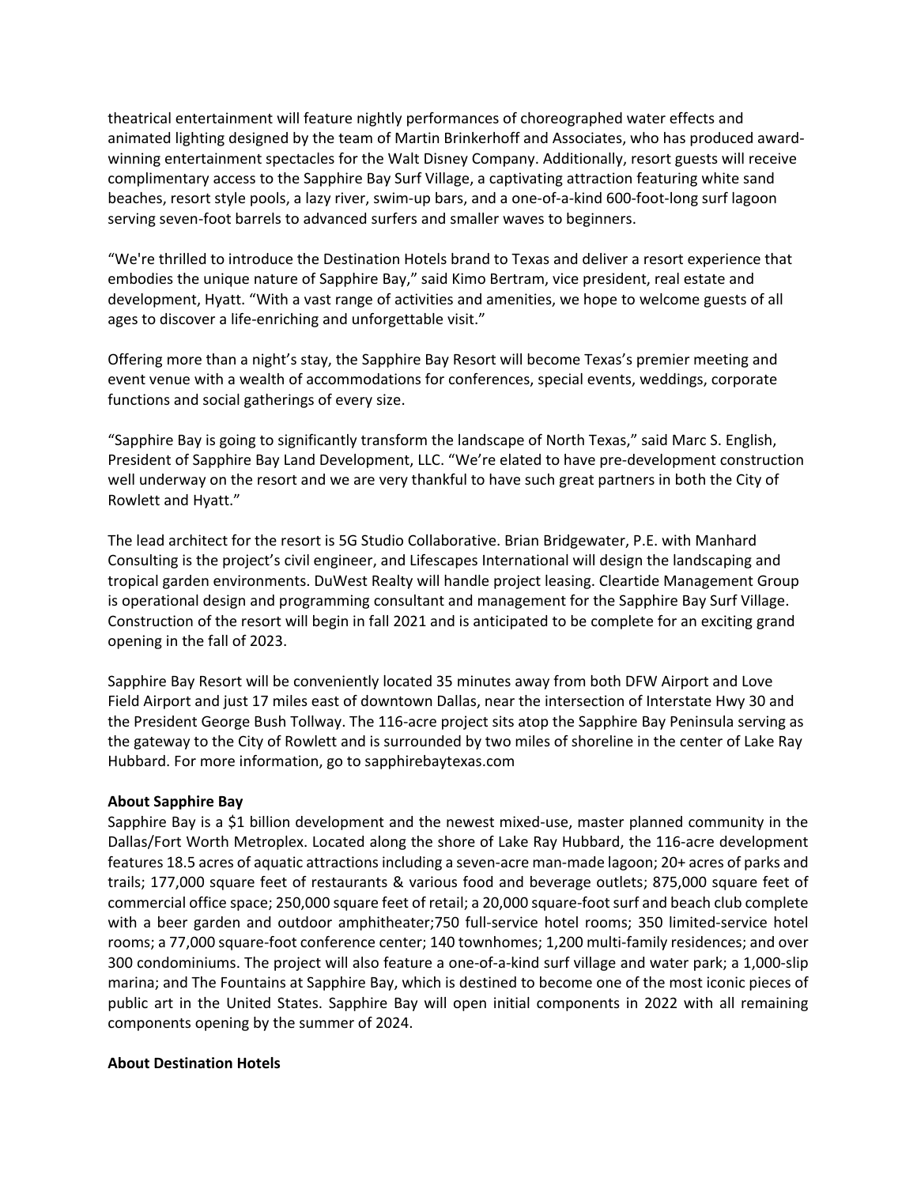theatrical entertainment will feature nightly performances of choreographed water effects and animated lighting designed by the team of Martin Brinkerhoff and Associates, who has produced award-winning entertainment spectacles for the Walt Disney Company. Additionally, resort guests will receive complimentary access to the Sapphire Bay Surf Village, a captivating attraction featuring white sand beaches, resort style pools, a lazy river, swim-up bars, and a one-of-a-kind 600-foot-long surf lagoon serving seven-foot barrels to advanced surfers and smaller waves to beginners.

“We're thrilled to introduce the Destination Hotels brand to Texas and deliver a resort experience that embodies the unique nature of Sapphire Bay,” said Kimo Bertram, vice president, real estate and development, Hyatt. “With a vast range of activities and amenities, we hope to welcome guests of all ages to discover a life-enriching and unforgettable visit.”

Offering more than a night’s stay, the Sapphire Bay Resort will become Texas’s premier meeting and event venue with a wealth of accommodations for conferences, special events, weddings, corporate functions and social gatherings of every size.

“Sapphire Bay is going to significantly transform the landscape of North Texas,” said Marc S. English, President of Sapphire Bay Land Development, LLC. “We’re elated to have pre-development construction well underway on the resort and we are very thankful to have such great partners in both the City of Rowlett and Hyatt.”

The lead architect for the resort is 5G Studio Collaborative. Brian Bridgewater, P.E. with Manhard Consulting is the project’s civil engineer, and Lifescapes International will design the landscaping and tropical garden environments. DuWest Realty will handle project leasing. Cleartide Management Group is operational design and programming consultant and management for the Sapphire Bay Surf Village. Construction of the resort will begin in fall 2021 and is anticipated to be complete for an exciting grand opening in the fall of 2023.

Sapphire Bay Resort will be conveniently located 35 minutes away from both DFW Airport and Love Field Airport and just 17 miles east of downtown Dallas, near the intersection of Interstate Hwy 30 and the President George Bush Tollway. The 116-acre project sits atop the Sapphire Bay Peninsula serving as the gateway to the City of Rowlett and is surrounded by two miles of shoreline in the center of Lake Ray Hubbard. For more information, go to sapphirebaytexas.com

**About Sapphire Bay**
Sapphire Bay is a $1 billion development and the newest mixed-use, master planned community in the Dallas/Fort Worth Metroplex. Located along the shore of Lake Ray Hubbard, the 116-acre development features 18.5 acres of aquatic attractions including a seven-acre man-made lagoon; 20+ acres of parks and trails; 177,000 square feet of restaurants & various food and beverage outlets; 875,000 square feet of commercial office space; 250,000 square feet of retail; a 20,000 square-foot surf and beach club complete with a beer garden and outdoor amphitheater;750 full-service hotel rooms; 350 limited-service hotel rooms; a 77,000 square-foot conference center; 140 townhomes; 1,200 multi-family residences; and over 300 condominiums. The project will also feature a one-of-a-kind surf village and water park; a 1,000-slip marina; and The Fountains at Sapphire Bay, which is destined to become one of the most iconic pieces of public art in the United States. Sapphire Bay will open initial components in 2022 with all remaining components opening by the summer of 2024.

**About Destination Hotels**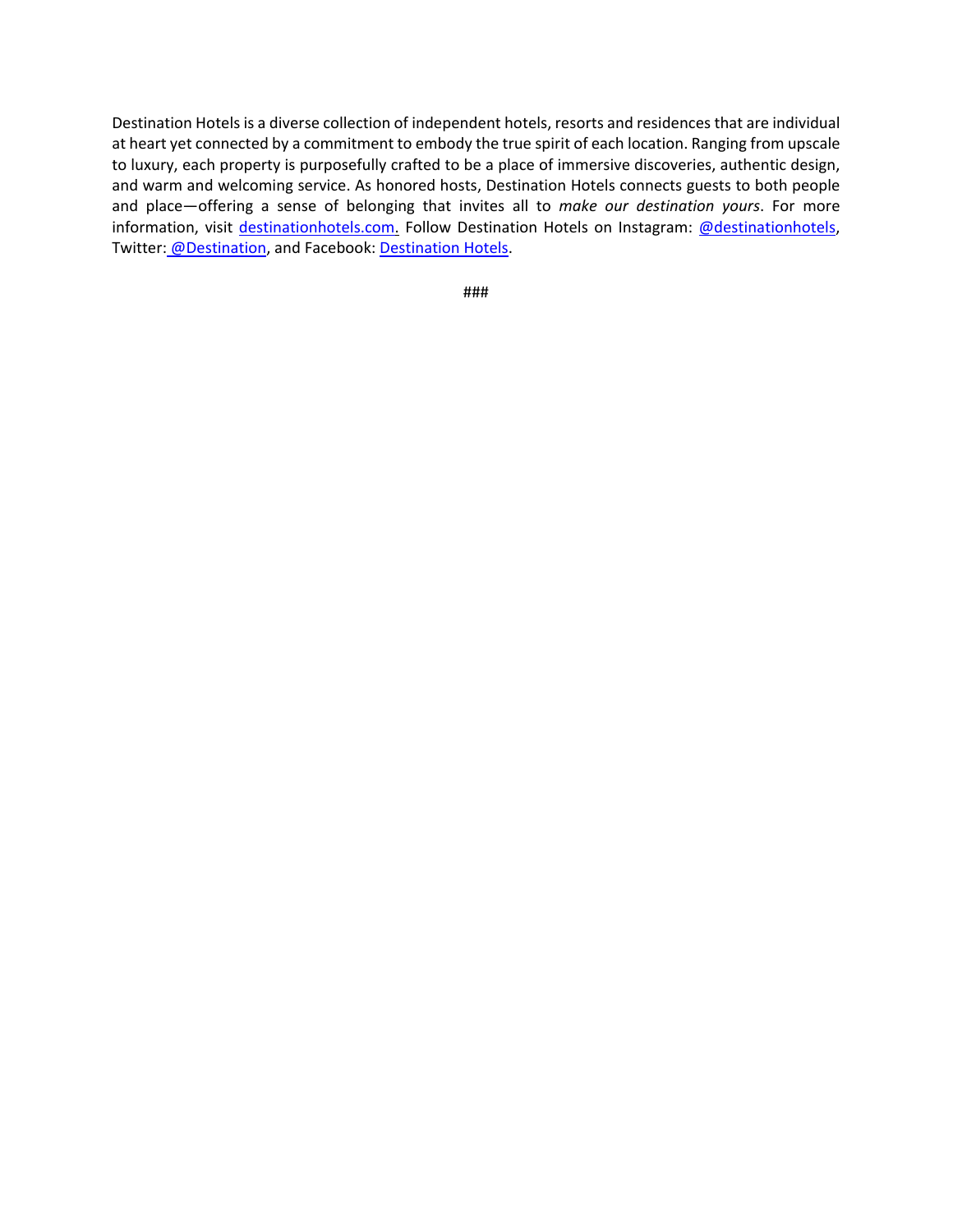Destination Hotels is a diverse collection of independent hotels, resorts and residences that are individual at heart yet connected by a commitment to embody the true spirit of each location. Ranging from upscale to luxury, each property is purposefully crafted to be a place of immersive discoveries, authentic design, and warm and welcoming service. As honored hosts, Destination Hotels connects guests to both people and place—offering a sense of belonging that invites all to *make our destination yours*. For more information, visit destinationhotels.com. Follow Destination Hotels on Instagram: @destinationhotels, Twitter: @Destination, and Facebook: Destination Hotels.

###